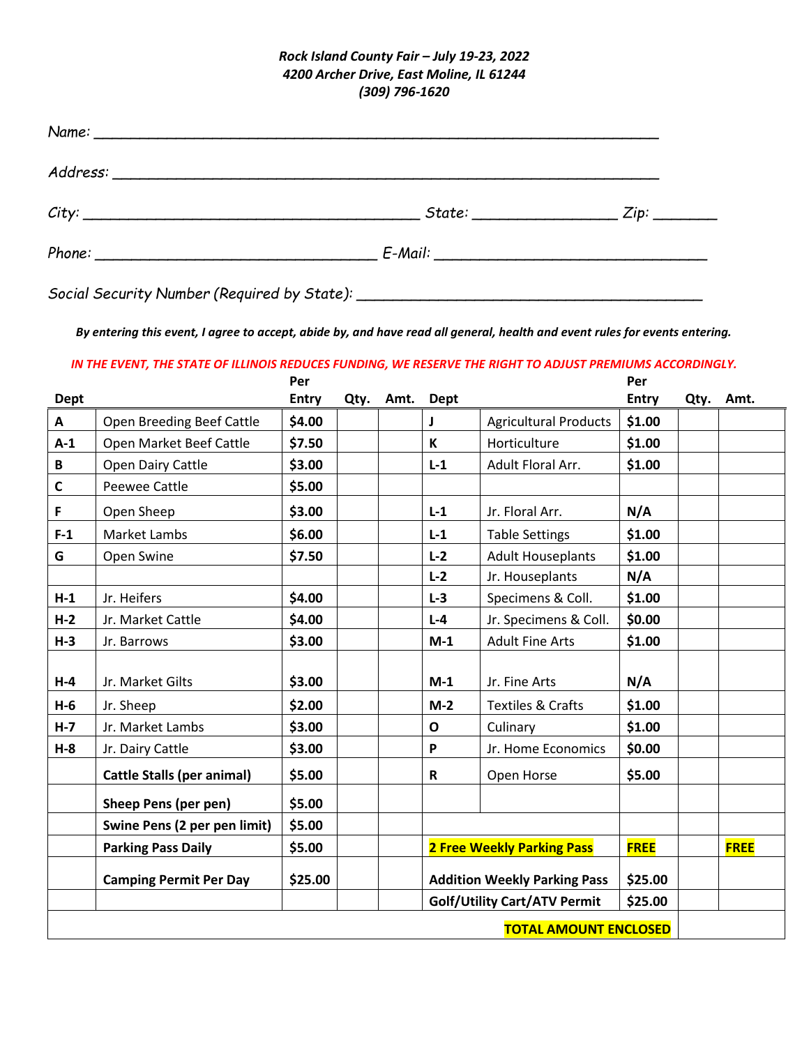*Rock Island County Fair – July 19-23, 2022*
*4200 Archer Drive, East Moline, IL 61244*
*(309) 796-1620*

Name: ___________________________________________________________________

Address: _________________________________________________________________

City: ______________________________________ State: _________________ Zip: ________

Phone: _________________________________ E-Mail: _______________________________

Social Security Number (Required by State): ______________________________________

***By entering this event, I agree to accept, abide by, and have read all general, health and event rules for events entering.***

***IN THE EVENT, THE STATE OF ILLINOIS REDUCES FUNDING, WE RESERVE THE RIGHT TO ADJUST PREMIUMS ACCORDINGLY.***

| Dept | | Per Entry | Qty. | Amt. | Dept | | Per Entry | Qty. | Amt. |
|---|---|---|---|---|---|---|---|---|---|
| **A** | Open Breeding Beef Cattle | **$4.00** | | | **J** | Agricultural Products | **$1.00** | | |
| **A-1** | Open Market Beef Cattle | **$7.50** | | | **K** | Horticulture | **$1.00** | | |
| **B** | Open Dairy Cattle | **$3.00** | | | **L-1** | Adult Floral Arr. | **$1.00** | | |
| **C** | Peewee Cattle | **$5.00** | | | | | | | |
| **F** | Open Sheep | **$3.00** | | | **L-1** | Jr. Floral Arr. | **N/A** | | |
| **F-1** | Market Lambs | **$6.00** | | | **L-1** | Table Settings | **$1.00** | | |
| **G** | Open Swine | **$7.50** | | | **L-2** | Adult Houseplants | **$1.00** | | |
| | | | | | **L-2** | Jr. Houseplants | **N/A** | | |
| **H-1** | Jr. Heifers | **$4.00** | | | **L-3** | Specimens & Coll. | **$1.00** | | |
| **H-2** | Jr. Market Cattle | **$4.00** | | | **L-4** | Jr. Specimens & Coll. | **$0.00** | | |
| **H-3** | Jr. Barrows | **$3.00** | | | **M-1** | Adult Fine Arts | **$1.00** | | |
| **H-4** | Jr. Market Gilts | **$3.00** | | | **M-1** | Jr. Fine Arts | **N/A** | | |
| **H-6** | Jr. Sheep | **$2.00** | | | **M-2** | Textiles & Crafts | **$1.00** | | |
| **H-7** | Jr. Market Lambs | **$3.00** | | | **O** | Culinary | **$1.00** | | |
| **H-8** | Jr. Dairy Cattle | **$3.00** | | | **P** | Jr. Home Economics | **$0.00** | | |
| | **Cattle Stalls (per animal)** | **$5.00** | | | **R** | Open Horse | **$5.00** | | |
| | **Sheep Pens (per pen)** | **$5.00** | | | | | | | |
| | **Swine Pens (2 per pen limit)** | **$5.00** | | | | | | | |
| | **Parking Pass Daily** | **$5.00** | | | **2 Free Weekly Parking Pass** | | **FREE** | | **FREE** |
| | **Camping Permit Per Day** | **$25.00** | | | **Addition Weekly Parking Pass** | | **$25.00** | | |
| | | | | | **Golf/Utility Cart/ATV Permit** | | **$25.00** | | |
| | | | | | | | **TOTAL AMOUNT ENCLOSED** | | |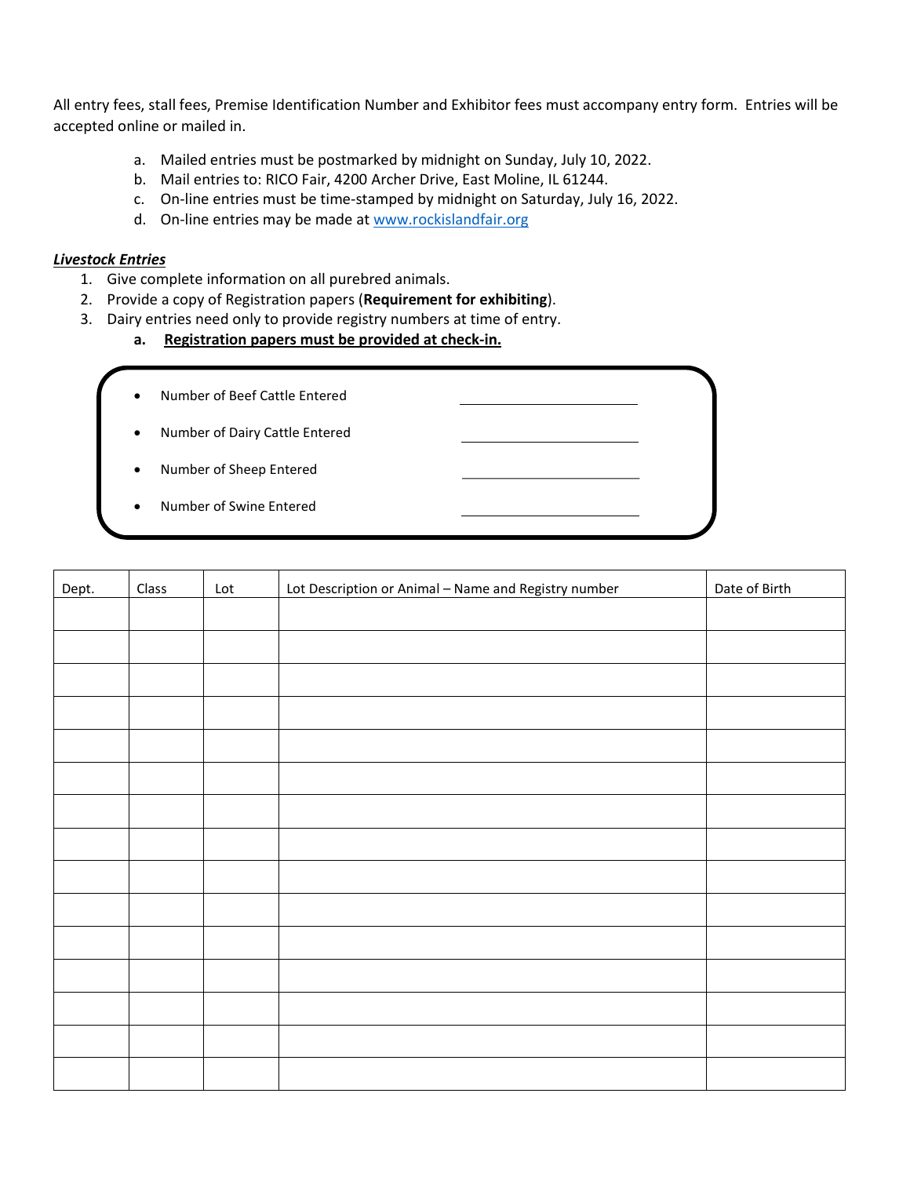All entry fees, stall fees, Premise Identification Number and Exhibitor fees must accompany entry form. Entries will be accepted online or mailed in.

a. Mailed entries must be postmarked by midnight on Sunday, July 10, 2022.
b. Mail entries to: RICO Fair, 4200 Archer Drive, East Moline, IL 61244.
c. On-line entries must be time-stamped by midnight on Saturday, July 16, 2022.
d. On-line entries may be made at www.rockislandfair.org

***Livestock Entries***

1. Give complete information on all purebred animals.
2. Provide a copy of Registration papers (**Requirement for exhibiting**).
3. Dairy entries need only to provide registry numbers at time of entry.
   a. **Registration papers must be provided at check-in.**

- Number of Beef Cattle Entered ____________________
- Number of Dairy Cattle Entered ____________________
- Number of Sheep Entered ____________________
- Number of Swine Entered ____________________

| Dept. | Class | Lot | Lot Description or Animal – Name and Registry number | Date of Birth |
|---|---|---|---|---|
| | | | | |
| | | | | |
| | | | | |
| | | | | |
| | | | | |
| | | | | |
| | | | | |
| | | | | |
| | | | | |
| | | | | |
| | | | | |
| | | | | |
| | | | | |
| | | | | |
| | | | | |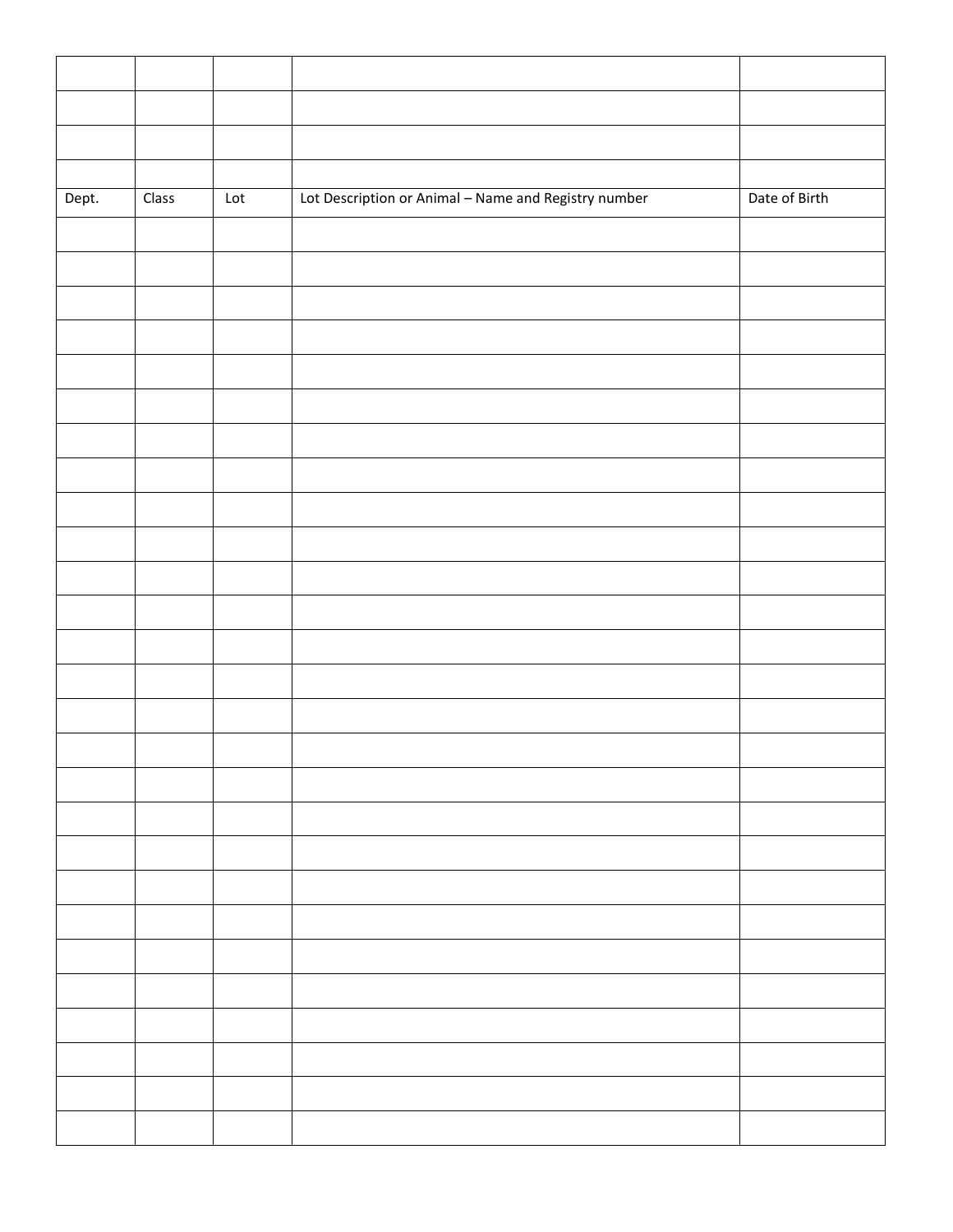| | | | | |
|---|---|---|---|---|
| | | | | |
| | | | | |
| | | | | |
| Dept. | Class | Lot | Lot Description or Animal – Name and Registry number | Date of Birth |
| | | | | |
| | | | | |
| | | | | |
| | | | | |
| | | | | |
| | | | | |
| | | | | |
| | | | | |
| | | | | |
| | | | | |
| | | | | |
| | | | | |
| | | | | |
| | | | | |
| | | | | |
| | | | | |
| | | | | |
| | | | | |
| | | | | |
| | | | | |
| | | | | |
| | | | | |
| | | | | |
| | | | | |
| | | | | |
| | | | | |
| | | | | |